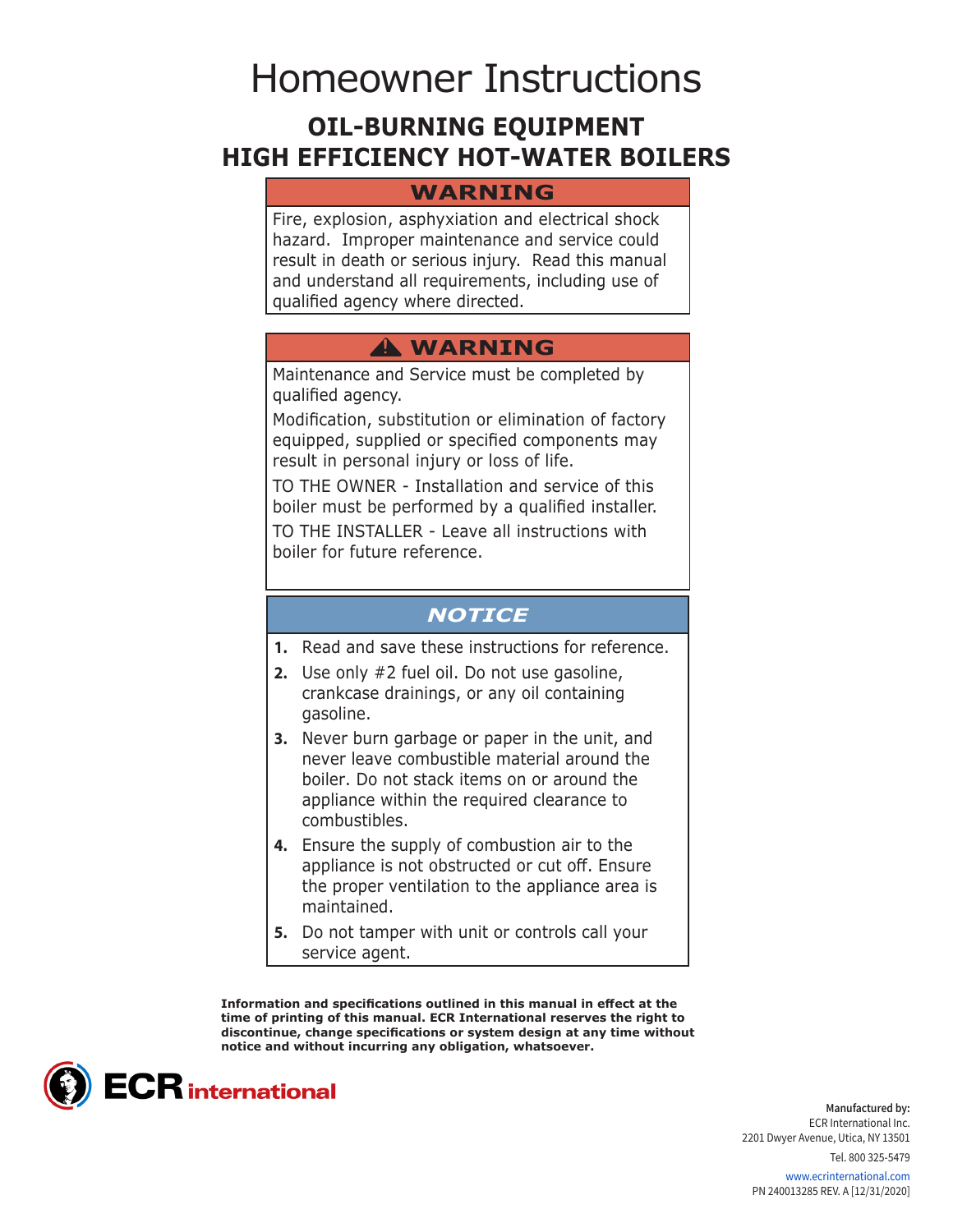# Homeowner Instructions

## OIL-BURNING EQUIPMENT
## HIGH EFFICIENCY HOT-WATER BOILERS

**WARNING**

Fire, explosion, asphyxiation and electrical shock hazard. Improper maintenance and service could result in death or serious injury. Read this manual and understand all requirements, including use of qualified agency where directed.

**⚠ WARNING**

Maintenance and Service must be completed by qualified agency.

Modification, substitution or elimination of factory equipped, supplied or specified components may result in personal injury or loss of life.

TO THE OWNER - Installation and service of this boiler must be performed by a qualified installer.

TO THE INSTALLER - Leave all instructions with boiler for future reference.

***NOTICE***

1. Read and save these instructions for reference.
2. Use only #2 fuel oil. Do not use gasoline, crankcase drainings, or any oil containing gasoline.
3. Never burn garbage or paper in the unit, and never leave combustible material around the boiler. Do not stack items on or around the appliance within the required clearance to combustibles.
4. Ensure the supply of combustion air to the appliance is not obstructed or cut off. Ensure the proper ventilation to the appliance area is maintained.
5. Do not tamper with unit or controls call your service agent.

**Information and specifications outlined in this manual in effect at the time of printing of this manual. ECR International reserves the right to discontinue, change specifications or system design at any time without notice and without incurring any obligation, whatsoever.**

ECR international

**Manufactured by:**
ECR International Inc.
2201 Dwyer Avenue, Utica, NY 13501
Tel. 800 325-5479
www.ecrinternational.com
PN 240013285 REV. A [12/31/2020]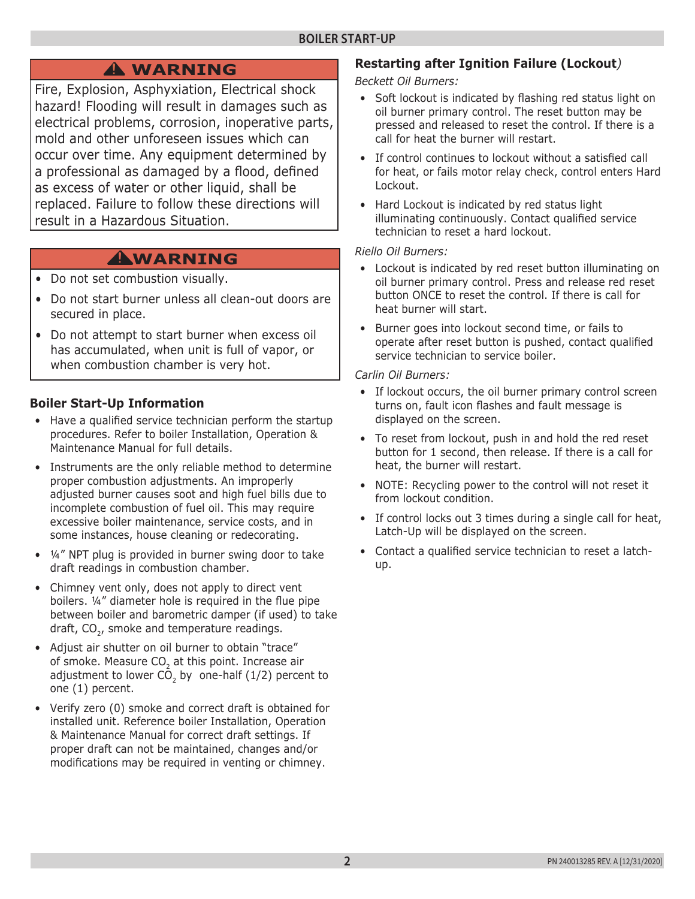## BOILER START-UP

### ⚠ WARNING

Fire, Explosion, Asphyxiation, Electrical shock hazard! Flooding will result in damages such as electrical problems, corrosion, inoperative parts, mold and other unforeseen issues which can occur over time. Any equipment determined by a professional as damaged by a flood, defined as excess of water or other liquid, shall be replaced. Failure to follow these directions will result in a Hazardous Situation.

### ⚠ WARNING

- Do not set combustion visually.
- Do not start burner unless all clean-out doors are secured in place.
- Do not attempt to start burner when excess oil has accumulated, when unit is full of vapor, or when combustion chamber is very hot.

### Boiler Start-Up Information

- Have a qualified service technician perform the startup procedures. Refer to boiler Installation, Operation & Maintenance Manual for full details.
- Instruments are the only reliable method to determine proper combustion adjustments. An improperly adjusted burner causes soot and high fuel bills due to incomplete combustion of fuel oil. This may require excessive boiler maintenance, service costs, and in some instances, house cleaning or redecorating.
- ¼" NPT plug is provided in burner swing door to take draft readings in combustion chamber.
- Chimney vent only, does not apply to direct vent boilers. ¼" diameter hole is required in the flue pipe between boiler and barometric damper (if used) to take draft, $CO_2$, smoke and temperature readings.
- Adjust air shutter on oil burner to obtain "trace" of smoke. Measure $CO_2$ at this point. Increase air adjustment to lower $CO_2$ by one-half (1/2) percent to one (1) percent.
- Verify zero (0) smoke and correct draft is obtained for installed unit. Reference boiler Installation, Operation & Maintenance Manual for correct draft settings. If proper draft can not be maintained, changes and/or modifications may be required in venting or chimney.

### Restarting after Ignition Failure (Lockout)

*Beckett Oil Burners:*

- Soft lockout is indicated by flashing red status light on oil burner primary control. The reset button may be pressed and released to reset the control. If there is a call for heat the burner will restart.
- If control continues to lockout without a satisfied call for heat, or fails motor relay check, control enters Hard Lockout.
- Hard Lockout is indicated by red status light illuminating continuously. Contact qualified service technician to reset a hard lockout.

*Riello Oil Burners:*

- Lockout is indicated by red reset button illuminating on oil burner primary control. Press and release red reset button ONCE to reset the control. If there is call for heat burner will start.
- Burner goes into lockout second time, or fails to operate after reset button is pushed, contact qualified service technician to service boiler.

*Carlin Oil Burners:*

- If lockout occurs, the oil burner primary control screen turns on, fault icon flashes and fault message is displayed on the screen.
- To reset from lockout, push in and hold the red reset button for 1 second, then release. If there is a call for heat, the burner will restart.
- NOTE: Recycling power to the control will not reset it from lockout condition.
- If control locks out 3 times during a single call for heat, Latch-Up will be displayed on the screen.
- Contact a qualified service technician to reset a latch-up.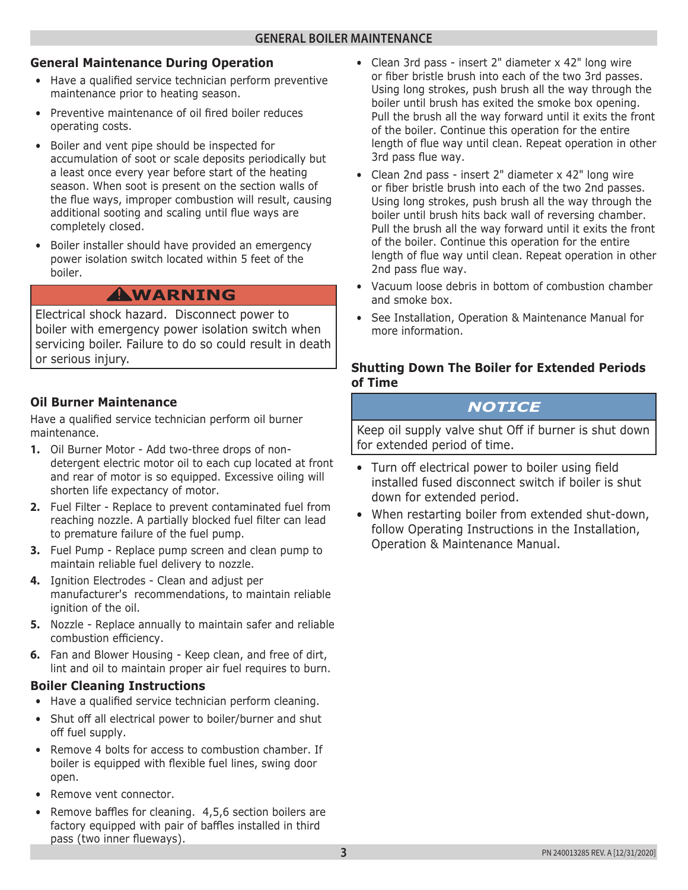# GENERAL BOILER MAINTENANCE

## General Maintenance During Operation

- Have a qualified service technician perform preventive maintenance prior to heating season.
- Preventive maintenance of oil fired boiler reduces operating costs.
- Boiler and vent pipe should be inspected for accumulation of soot or scale deposits periodically but a least once every year before start of the heating season. When soot is present on the section walls of the flue ways, improper combustion will result, causing additional sooting and scaling until flue ways are completely closed.
- Boiler installer should have provided an emergency power isolation switch located within 5 feet of the boiler.

> **⚠WARNING**
>
> Electrical shock hazard. Disconnect power to boiler with emergency power isolation switch when servicing boiler. Failure to do so could result in death or serious injury.

## Oil Burner Maintenance

Have a qualified service technician perform oil burner maintenance.

1. Oil Burner Motor - Add two-three drops of non-detergent electric motor oil to each cup located at front and rear of motor is so equipped. Excessive oiling will shorten life expectancy of motor.
2. Fuel Filter - Replace to prevent contaminated fuel from reaching nozzle. A partially blocked fuel filter can lead to premature failure of the fuel pump.
3. Fuel Pump - Replace pump screen and clean pump to maintain reliable fuel delivery to nozzle.
4. Ignition Electrodes - Clean and adjust per manufacturer's recommendations, to maintain reliable ignition of the oil.
5. Nozzle - Replace annually to maintain safer and reliable combustion efficiency.
6. Fan and Blower Housing - Keep clean, and free of dirt, lint and oil to maintain proper air fuel requires to burn.

## Boiler Cleaning Instructions

- Have a qualified service technician perform cleaning.
- Shut off all electrical power to boiler/burner and shut off fuel supply.
- Remove 4 bolts for access to combustion chamber. If boiler is equipped with flexible fuel lines, swing door open.
- Remove vent connector.
- Remove baffles for cleaning. 4,5,6 section boilers are factory equipped with pair of baffles installed in third pass (two inner flueways).
- Clean 3rd pass - insert 2" diameter x 42" long wire or fiber bristle brush into each of the two 3rd passes. Using long strokes, push brush all the way through the boiler until brush has exited the smoke box opening. Pull the brush all the way forward until it exits the front of the boiler. Continue this operation for the entire length of flue way until clean. Repeat operation in other 3rd pass flue way.
- Clean 2nd pass - insert 2" diameter x 42" long wire or fiber bristle brush into each of the two 2nd passes. Using long strokes, push brush all the way through the boiler until brush hits back wall of reversing chamber. Pull the brush all the way forward until it exits the front of the boiler. Continue this operation for the entire length of flue way until clean. Repeat operation in other 2nd pass flue way.
- Vacuum loose debris in bottom of combustion chamber and smoke box.
- See Installation, Operation & Maintenance Manual for more information.

## Shutting Down The Boiler for Extended Periods of Time

> ***NOTICE***
>
> Keep oil supply valve shut Off if burner is shut down for extended period of time.

- Turn off electrical power to boiler using field installed fused disconnect switch if boiler is shut down for extended period.
- When restarting boiler from extended shut-down, follow Operating Instructions in the Installation, Operation & Maintenance Manual.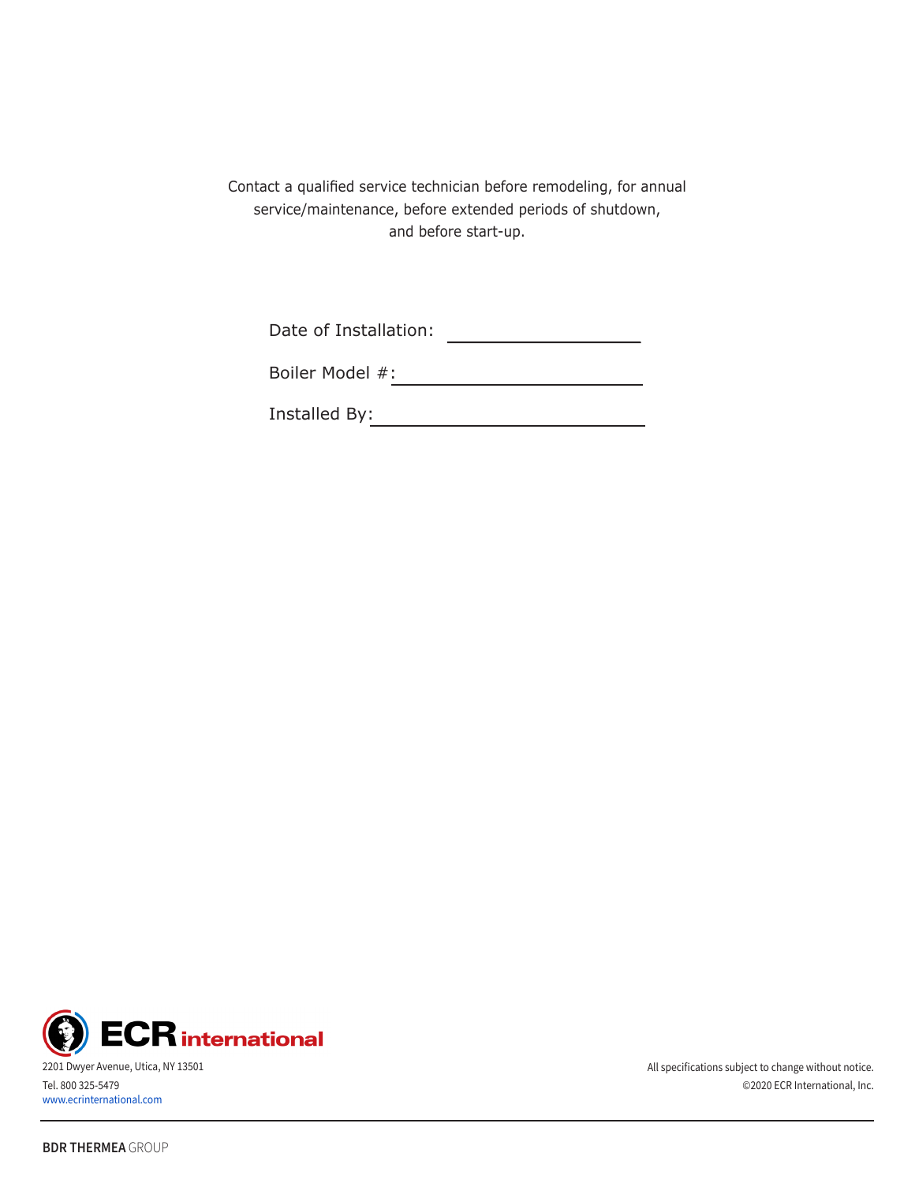Contact a qualified service technician before remodeling, for annual service/maintenance, before extended periods of shutdown, and before start-up.

Date of Installation: ____________________

Boiler Model #: ____________________

Installed By: ____________________

ECR international

2201 Dwyer Avenue, Utica, NY 13501

Tel. 800 325-5479

www.ecrinternational.com

All specifications subject to change without notice.

©2020 ECR International, Inc.

**BDR THERMEA** GROUP